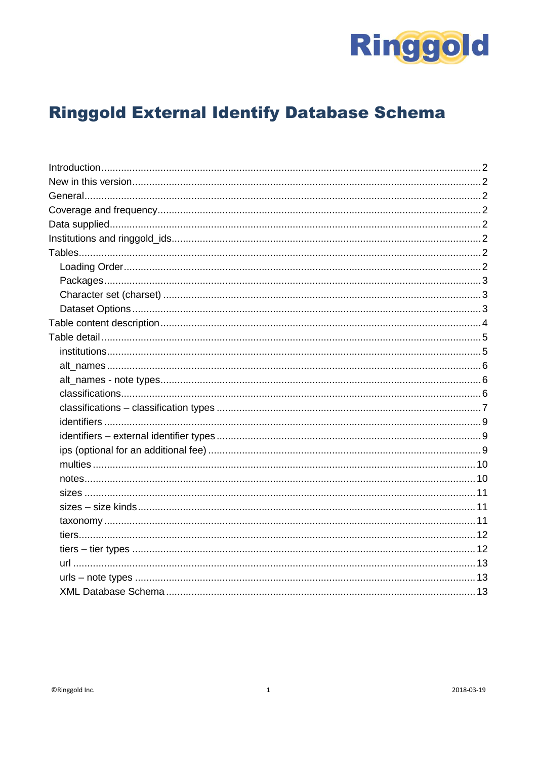Ringgold

# Ringgold External Identify Database Schema

- Introduction ... 2
- New in this version ... 2
- General ... 2
- Coverage and frequency ... 2
- Data supplied ... 2
- Institutions and ringgold_ids ... 2
- Tables ... 2
  - Loading Order ... 2
  - Packages ... 3
  - Character set (charset) ... 3
  - Dataset Options ... 3
- Table content description ... 4
- Table detail ... 5
  - institutions ... 5
  - alt_names ... 6
  - alt_names - note types ... 6
  - classifications ... 6
  - classifications – classification types ... 7
  - identifiers ... 9
  - identifiers – external identifier types ... 9
  - ips (optional for an additional fee) ... 9
  - multies ... 10
  - notes ... 10
  - sizes ... 11
  - sizes – size kinds ... 11
  - taxonomy ... 11
  - tiers ... 12
  - tiers – tier types ... 12
  - url ... 13
  - urls – note types ... 13
  - XML Database Schema ... 13

©Ringgold Inc. 2018-03-19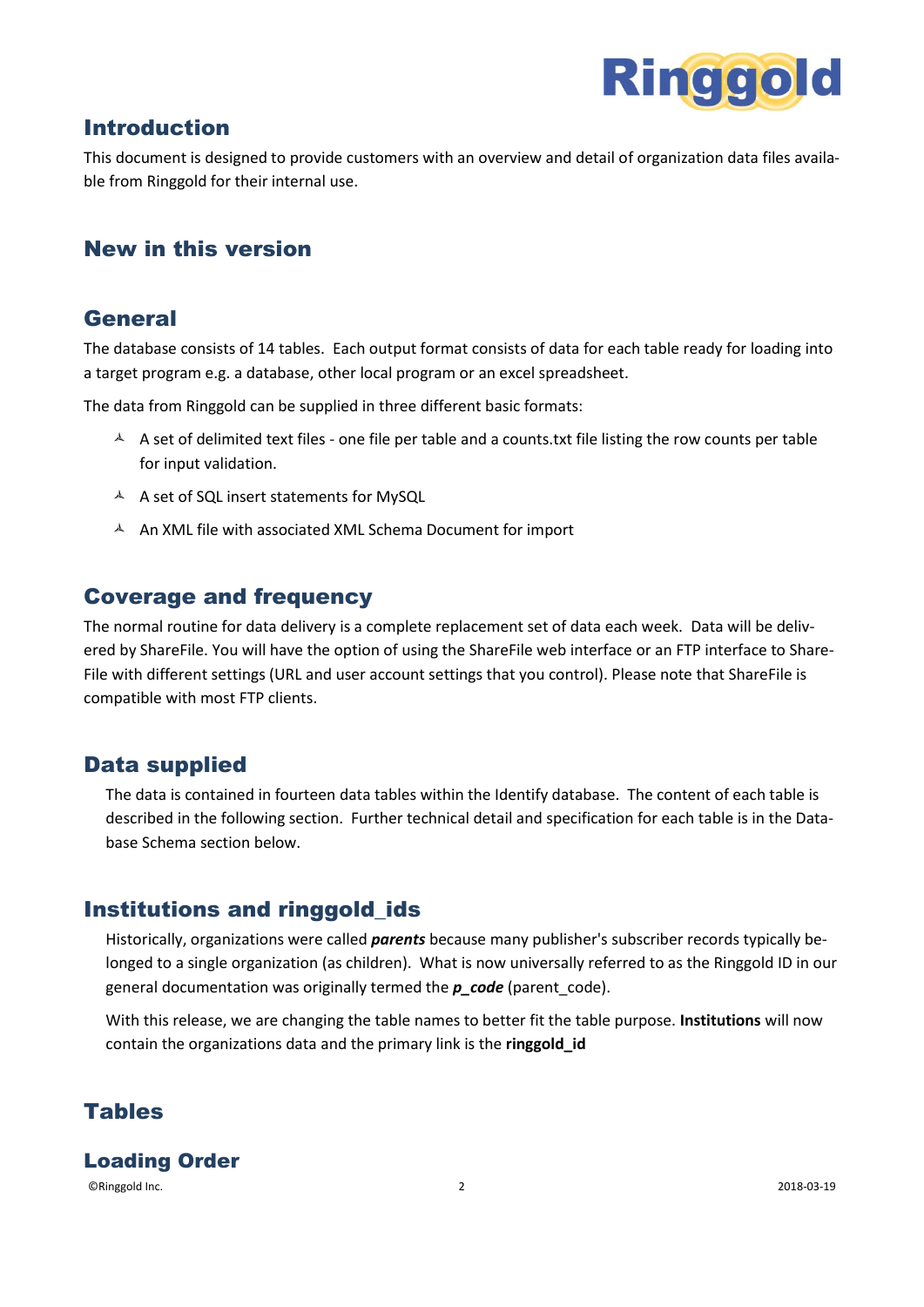## Introduction

This document is designed to provide customers with an overview and detail of organization data files available from Ringgold for their internal use.

## New in this version

## General

The database consists of 14 tables. Each output format consists of data for each table ready for loading into a target program e.g. a database, other local program or an excel spreadsheet.

The data from Ringgold can be supplied in three different basic formats:

- A set of delimited text files - one file per table and a counts.txt file listing the row counts per table for input validation.
- A set of SQL insert statements for MySQL
- An XML file with associated XML Schema Document for import

## Coverage and frequency

The normal routine for data delivery is a complete replacement set of data each week. Data will be delivered by ShareFile. You will have the option of using the ShareFile web interface or an FTP interface to ShareFile with different settings (URL and user account settings that you control). Please note that ShareFile is compatible with most FTP clients.

## Data supplied

The data is contained in fourteen data tables within the Identify database. The content of each table is described in the following section. Further technical detail and specification for each table is in the Database Schema section below.

## Institutions and ringgold_ids

Historically, organizations were called ***parents*** because many publisher's subscriber records typically belonged to a single organization (as children). What is now universally referred to as the Ringgold ID in our general documentation was originally termed the ***p_code*** (parent_code).

With this release, we are changing the table names to better fit the table purpose. **Institutions** will now contain the organizations data and the primary link is the **ringgold_id**

## Tables

## Loading Order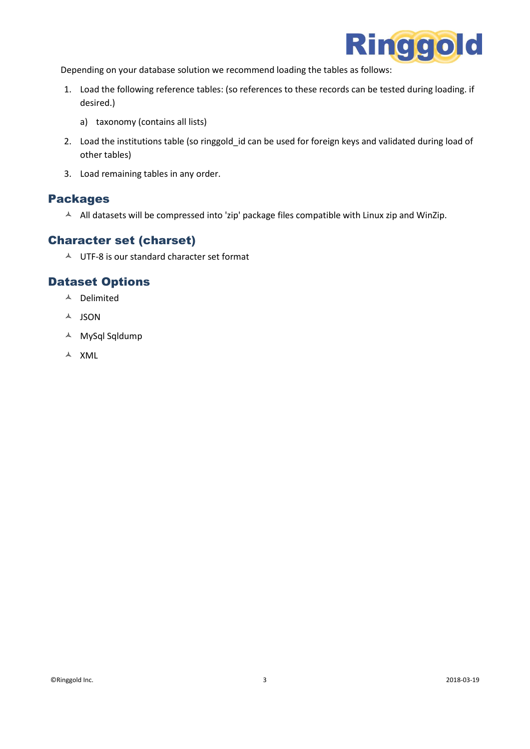Depending on your database solution we recommend loading the tables as follows:

1. Load the following reference tables: (so references to these records can be tested during loading. if desired.)
   a) taxonomy (contains all lists)
2. Load the institutions table (so ringgold_id can be used for foreign keys and validated during load of other tables)
3. Load remaining tables in any order.

## Packages

- All datasets will be compressed into 'zip' package files compatible with Linux zip and WinZip.

## Character set (charset)

- UTF-8 is our standard character set format

## Dataset Options

- Delimited
- JSON
- MySql Sqldump
- XML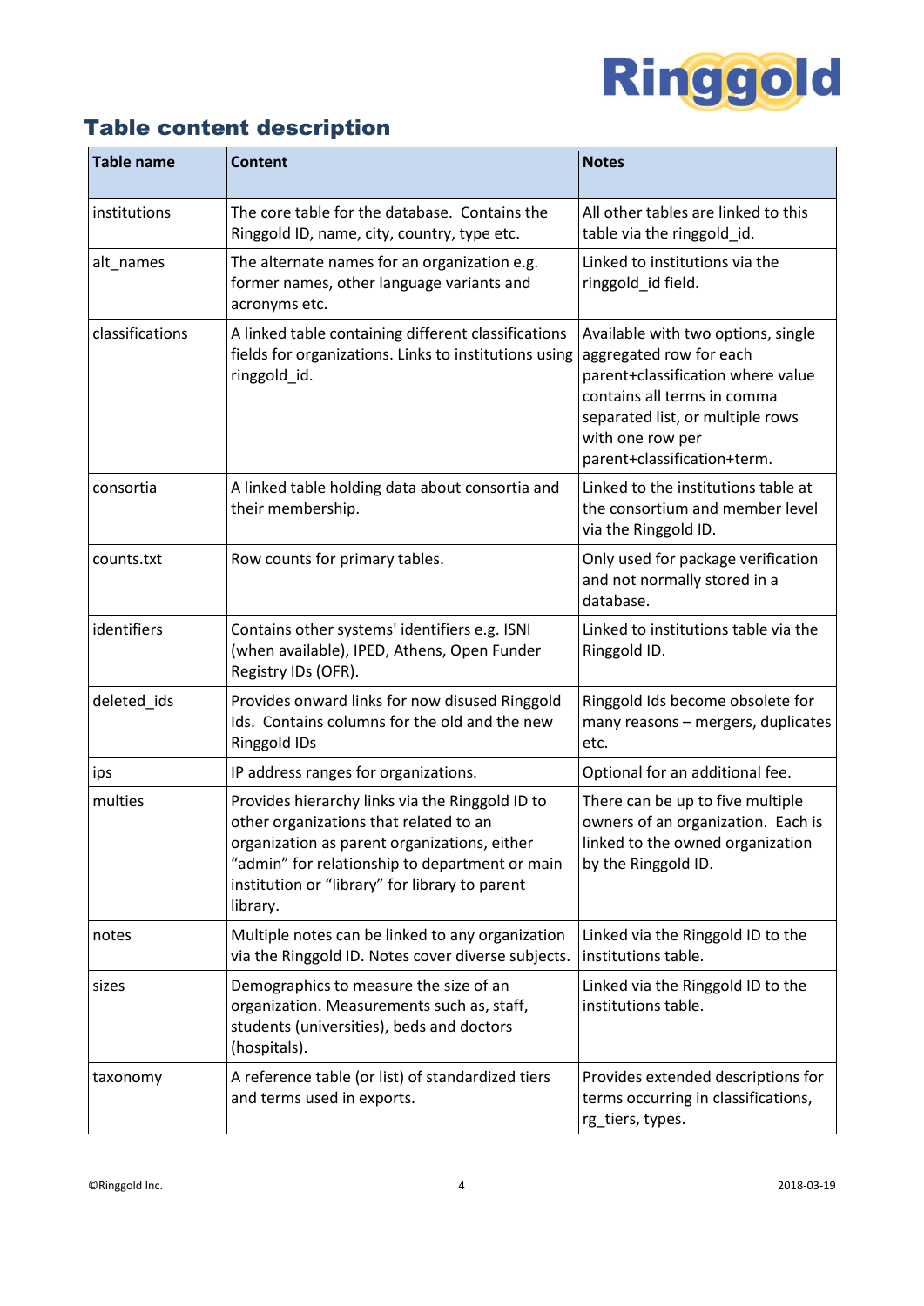## Table content description

| Table name | Content | Notes |
|---|---|---|
| institutions | The core table for the database. Contains the Ringgold ID, name, city, country, type etc. | All other tables are linked to this table via the ringgold_id. |
| alt_names | The alternate names for an organization e.g. former names, other language variants and acronyms etc. | Linked to institutions via the ringgold_id field. |
| classifications | A linked table containing different classifications fields for organizations. Links to institutions using ringgold_id. | Available with two options, single aggregated row for each parent+classification where value contains all terms in comma separated list, or multiple rows with one row per parent+classification+term. |
| consortia | A linked table holding data about consortia and their membership. | Linked to the institutions table at the consortium and member level via the Ringgold ID. |
| counts.txt | Row counts for primary tables. | Only used for package verification and not normally stored in a database. |
| identifiers | Contains other systems' identifiers e.g. ISNI (when available), IPED, Athens, Open Funder Registry IDs (OFR). | Linked to institutions table via the Ringgold ID. |
| deleted_ids | Provides onward links for now disused Ringgold Ids. Contains columns for the old and the new Ringgold IDs | Ringgold Ids become obsolete for many reasons – mergers, duplicates etc. |
| ips | IP address ranges for organizations. | Optional for an additional fee. |
| multies | Provides hierarchy links via the Ringgold ID to other organizations that related to an organization as parent organizations, either “admin” for relationship to department or main institution or “library” for library to parent library. | There can be up to five multiple owners of an organization. Each is linked to the owned organization by the Ringgold ID. |
| notes | Multiple notes can be linked to any organization via the Ringgold ID. Notes cover diverse subjects. | Linked via the Ringgold ID to the institutions table. |
| sizes | Demographics to measure the size of an organization. Measurements such as, staff, students (universities), beds and doctors (hospitals). | Linked via the Ringgold ID to the institutions table. |
| taxonomy | A reference table (or list) of standardized tiers and terms used in exports. | Provides extended descriptions for terms occurring in classifications, rg_tiers, types. |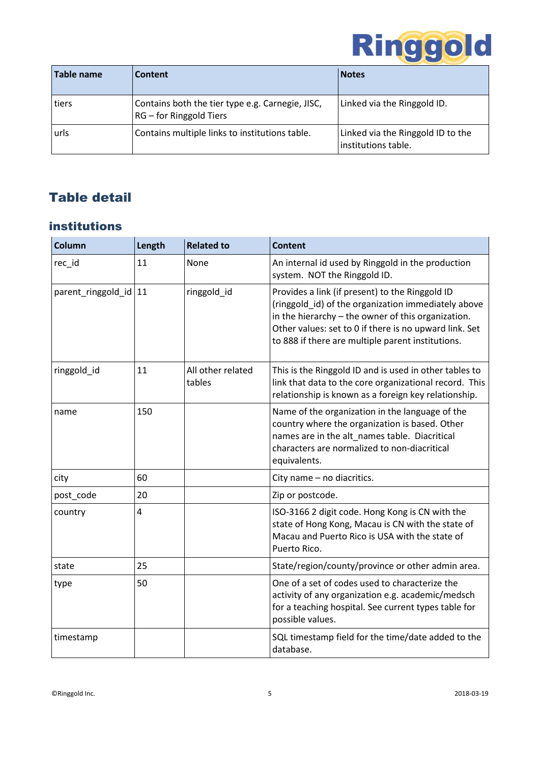| Table name | Content | Notes |
|---|---|---|
| tiers | Contains both the tier type e.g. Carnegie, JISC, RG – for Ringgold Tiers | Linked via the Ringgold ID. |
| urls | Contains multiple links to institutions table. | Linked via the Ringgold ID to the institutions table. |

# Table detail

## institutions

| Column | Length | Related to | Content |
|---|---|---|---|
| rec_id | 11 | None | An internal id used by Ringgold in the production system. NOT the Ringgold ID. |
| parent_ringgold_id | 11 | ringgold_id | Provides a link (if present) to the Ringgold ID (ringgold_id) of the organization immediately above in the hierarchy – the owner of this organization. Other values: set to 0 if there is no upward link. Set to 888 if there are multiple parent institutions. |
| ringgold_id | 11 | All other related tables | This is the Ringgold ID and is used in other tables to link that data to the core organizational record. This relationship is known as a foreign key relationship. |
| name | 150 | | Name of the organization in the language of the country where the organization is based. Other names are in the alt_names table. Diacritical characters are normalized to non-diacritical equivalents. |
| city | 60 | | City name – no diacritics. |
| post_code | 20 | | Zip or postcode. |
| country | 4 | | ISO-3166 2 digit code. Hong Kong is CN with the state of Hong Kong, Macau is CN with the state of Macau and Puerto Rico is USA with the state of Puerto Rico. |
| state | 25 | | State/region/county/province or other admin area. |
| type | 50 | | One of a set of codes used to characterize the activity of any organization e.g. academic/medsch for a teaching hospital. See current types table for possible values. |
| timestamp | | | SQL timestamp field for the time/date added to the database. |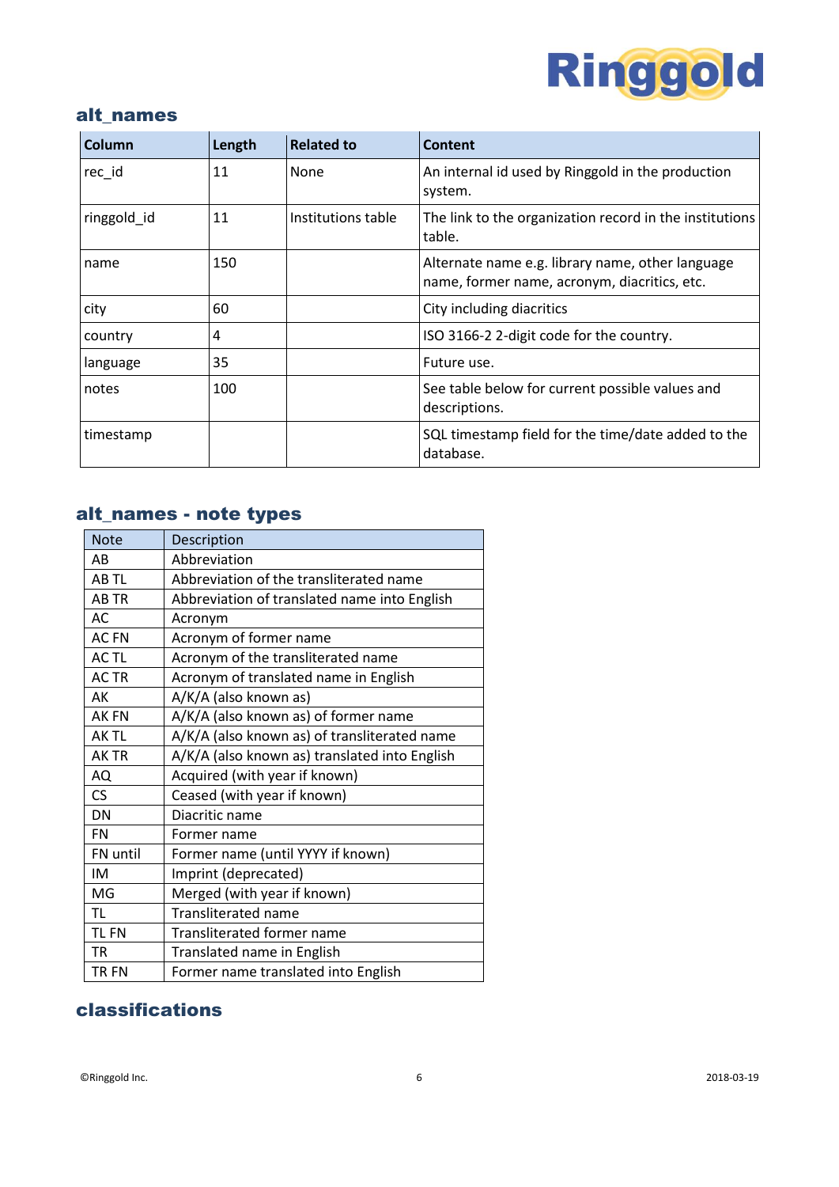## alt_names

| Column | Length | Related to | Content |
|---|---|---|---|
| rec_id | 11 | None | An internal id used by Ringgold in the production system. |
| ringgold_id | 11 | Institutions table | The link to the organization record in the institutions table. |
| name | 150 | | Alternate name e.g. library name, other language name, former name, acronym, diacritics, etc. |
| city | 60 | | City including diacritics |
| country | 4 | | ISO 3166-2 2-digit code for the country. |
| language | 35 | | Future use. |
| notes | 100 | | See table below for current possible values and descriptions. |
| timestamp | | | SQL timestamp field for the time/date added to the database. |

## alt_names - note types

| Note | Description |
|---|---|
| AB | Abbreviation |
| AB TL | Abbreviation of the transliterated name |
| AB TR | Abbreviation of translated name into English |
| AC | Acronym |
| AC FN | Acronym of former name |
| AC TL | Acronym of the transliterated name |
| AC TR | Acronym of translated name in English |
| AK | A/K/A (also known as) |
| AK FN | A/K/A (also known as) of former name |
| AK TL | A/K/A (also known as) of transliterated name |
| AK TR | A/K/A (also known as) translated into English |
| AQ | Acquired (with year if known) |
| CS | Ceased (with year if known) |
| DN | Diacritic name |
| FN | Former name |
| FN until | Former name (until YYYY if known) |
| IM | Imprint (deprecated) |
| MG | Merged (with year if known) |
| TL | Transliterated name |
| TL FN | Transliterated former name |
| TR | Translated name in English |
| TR FN | Former name translated into English |

## classifications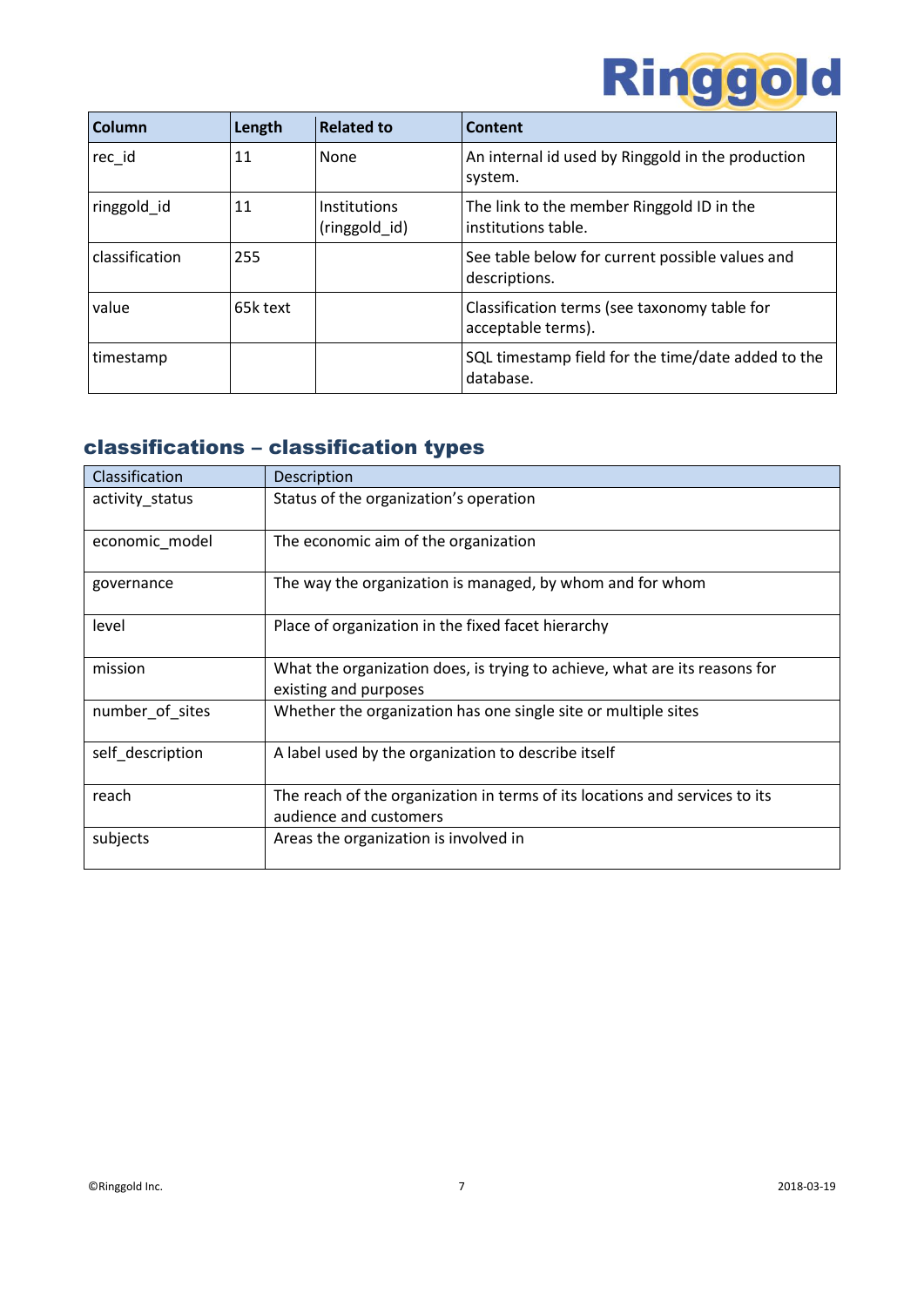| Column | Length | Related to | Content |
|---|---|---|---|
| rec_id | 11 | None | An internal id used by Ringgold in the production system. |
| ringgold_id | 11 | Institutions (ringgold_id) | The link to the member Ringgold ID in the institutions table. |
| classification | 255 | | See table below for current possible values and descriptions. |
| value | 65k text | | Classification terms (see taxonomy table for acceptable terms). |
| timestamp | | | SQL timestamp field for the time/date added to the database. |

## classifications – classification types

| Classification | Description |
|---|---|
| activity_status | Status of the organization's operation |
| economic_model | The economic aim of the organization |
| governance | The way the organization is managed, by whom and for whom |
| level | Place of organization in the fixed facet hierarchy |
| mission | What the organization does, is trying to achieve, what are its reasons for existing and purposes |
| number_of_sites | Whether the organization has one single site or multiple sites |
| self_description | A label used by the organization to describe itself |
| reach | The reach of the organization in terms of its locations and services to its audience and customers |
| subjects | Areas the organization is involved in |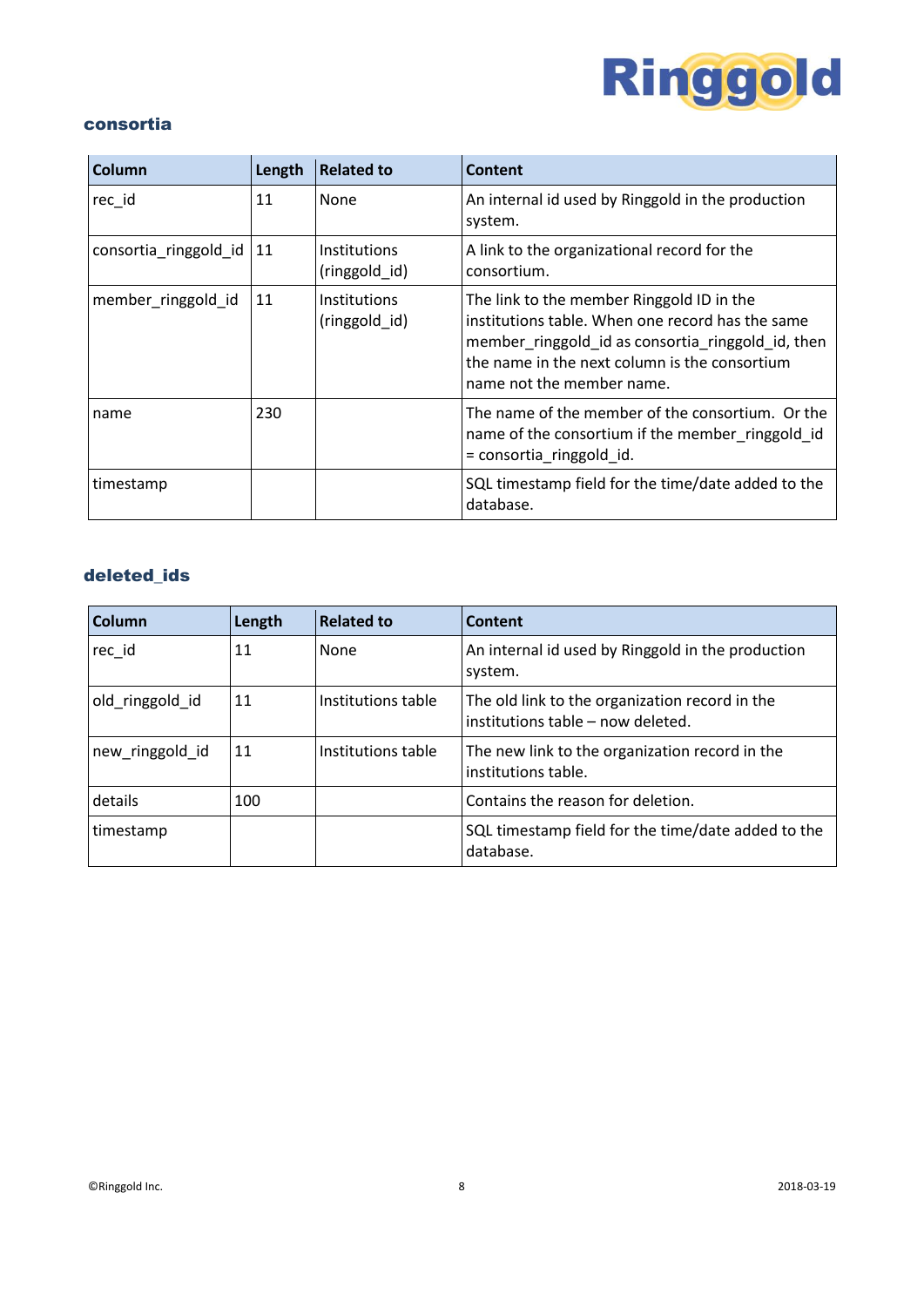## consortia

| Column | Length | Related to | Content |
|---|---|---|---|
| rec_id | 11 | None | An internal id used by Ringgold in the production system. |
| consortia_ringgold_id | 11 | Institutions (ringgold_id) | A link to the organizational record for the consortium. |
| member_ringgold_id | 11 | Institutions (ringgold_id) | The link to the member Ringgold ID in the institutions table. When one record has the same member_ringgold_id as consortia_ringgold_id, then the name in the next column is the consortium name not the member name. |
| name | 230 | | The name of the member of the consortium. Or the name of the consortium if the member_ringgold_id = consortia_ringgold_id. |
| timestamp | | | SQL timestamp field for the time/date added to the database. |

## deleted_ids

| Column | Length | Related to | Content |
|---|---|---|---|
| rec_id | 11 | None | An internal id used by Ringgold in the production system. |
| old_ringgold_id | 11 | Institutions table | The old link to the organization record in the institutions table – now deleted. |
| new_ringgold_id | 11 | Institutions table | The new link to the organization record in the institutions table. |
| details | 100 | | Contains the reason for deletion. |
| timestamp | | | SQL timestamp field for the time/date added to the database. |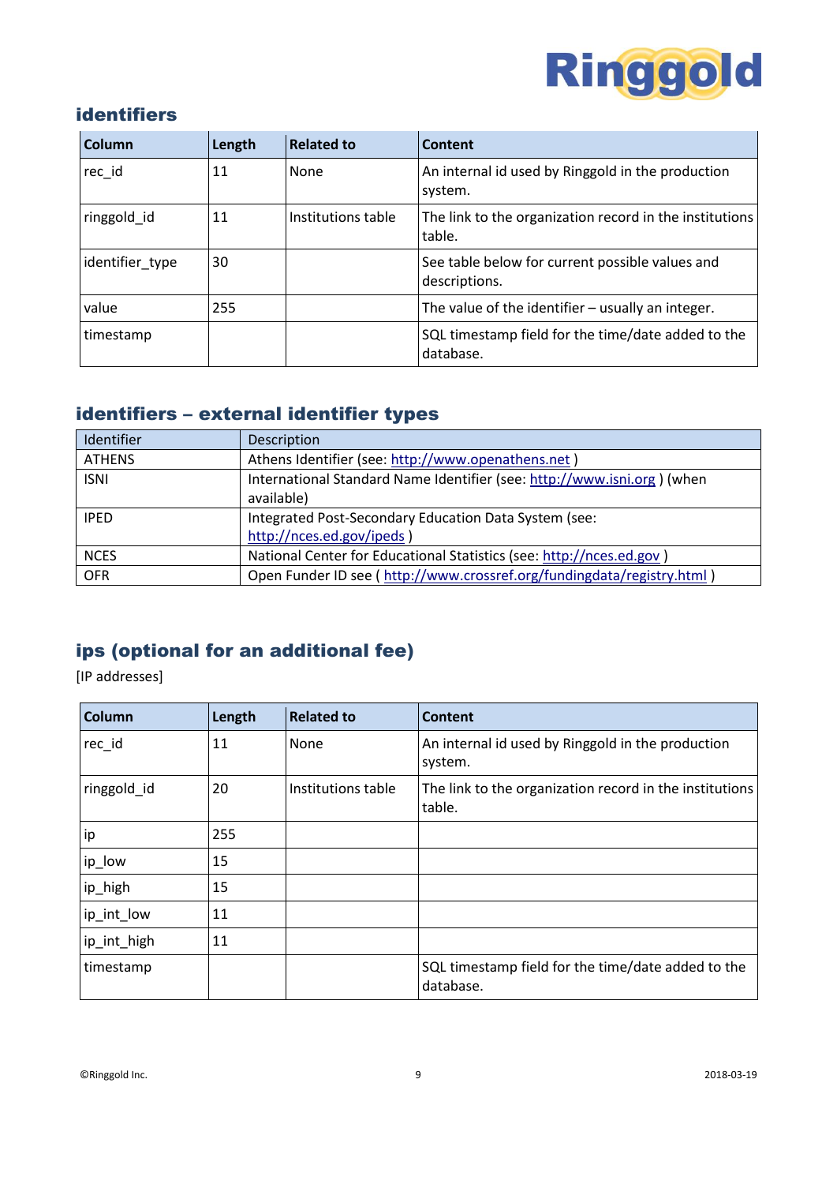## identifiers

| Column | Length | Related to | Content |
|---|---|---|---|
| rec_id | 11 | None | An internal id used by Ringgold in the production system. |
| ringgold_id | 11 | Institutions table | The link to the organization record in the institutions table. |
| identifier_type | 30 | | See table below for current possible values and descriptions. |
| value | 255 | | The value of the identifier – usually an integer. |
| timestamp | | | SQL timestamp field for the time/date added to the database. |

## identifiers – external identifier types

| Identifier | Description |
|---|---|
| ATHENS | Athens Identifier (see: http://www.openathens.net ) |
| ISNI | International Standard Name Identifier (see: http://www.isni.org ) (when available) |
| IPED | Integrated Post-Secondary Education Data System (see: http://nces.ed.gov/ipeds ) |
| NCES | National Center for Educational Statistics (see: http://nces.ed.gov ) |
| OFR | Open Funder ID see ( http://www.crossref.org/fundingdata/registry.html ) |

## ips (optional for an additional fee)

[IP addresses]

| Column | Length | Related to | Content |
|---|---|---|---|
| rec_id | 11 | None | An internal id used by Ringgold in the production system. |
| ringgold_id | 20 | Institutions table | The link to the organization record in the institutions table. |
| ip | 255 | | |
| ip_low | 15 | | |
| ip_high | 15 | | |
| ip_int_low | 11 | | |
| ip_int_high | 11 | | |
| timestamp | | | SQL timestamp field for the time/date added to the database. |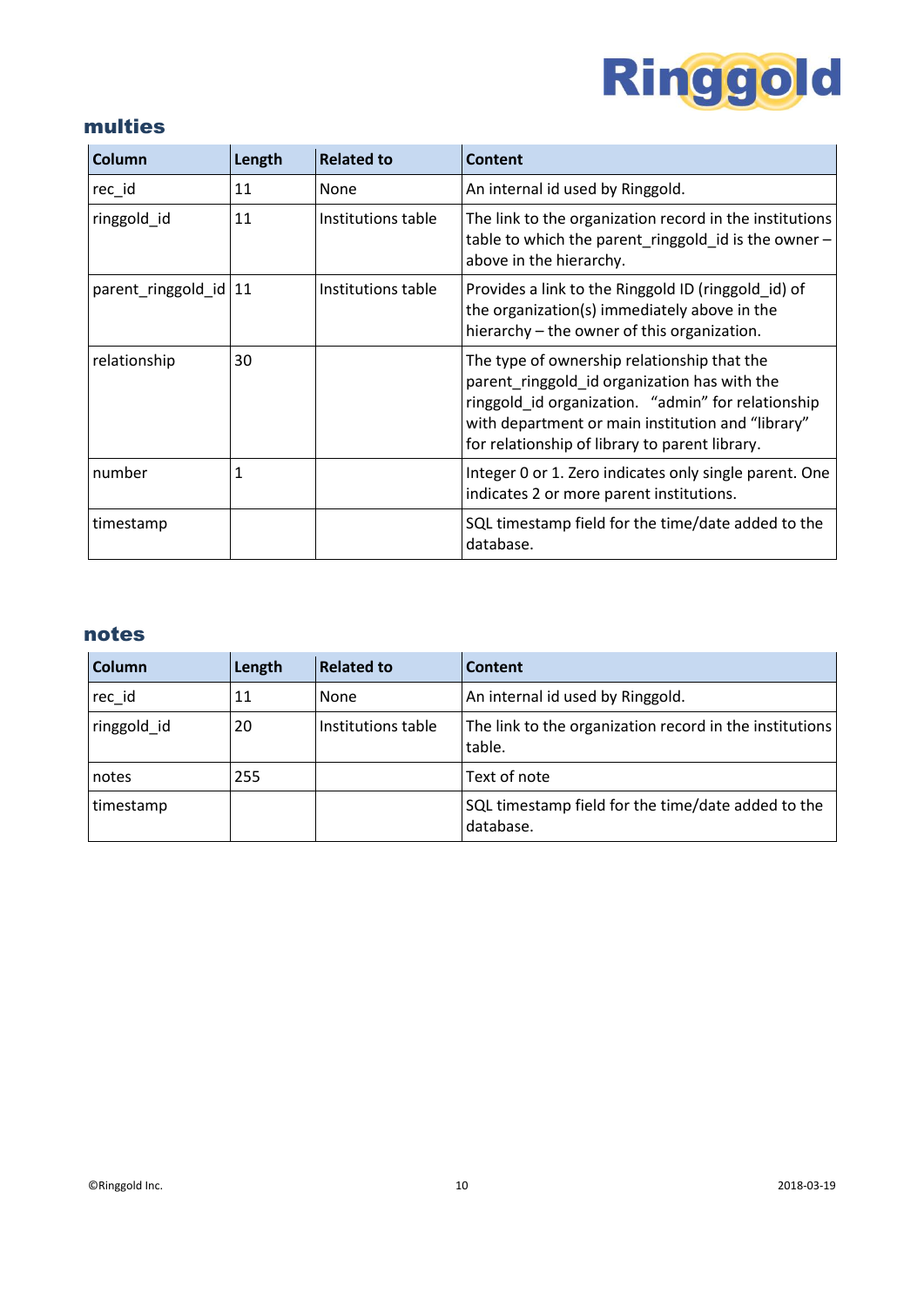## multies

| Column | Length | Related to | Content |
|---|---|---|---|
| rec_id | 11 | None | An internal id used by Ringgold. |
| ringgold_id | 11 | Institutions table | The link to the organization record in the institutions table to which the parent_ringgold_id is the owner – above in the hierarchy. |
| parent_ringgold_id | 11 | Institutions table | Provides a link to the Ringgold ID (ringgold_id) of the organization(s) immediately above in the hierarchy – the owner of this organization. |
| relationship | 30 | | The type of ownership relationship that the parent_ringgold_id organization has with the ringgold_id organization. "admin" for relationship with department or main institution and "library" for relationship of library to parent library. |
| number | 1 | | Integer 0 or 1. Zero indicates only single parent. One indicates 2 or more parent institutions. |
| timestamp | | | SQL timestamp field for the time/date added to the database. |

## notes

| Column | Length | Related to | Content |
|---|---|---|---|
| rec_id | 11 | None | An internal id used by Ringgold. |
| ringgold_id | 20 | Institutions table | The link to the organization record in the institutions table. |
| notes | 255 | | Text of note |
| timestamp | | | SQL timestamp field for the time/date added to the database. |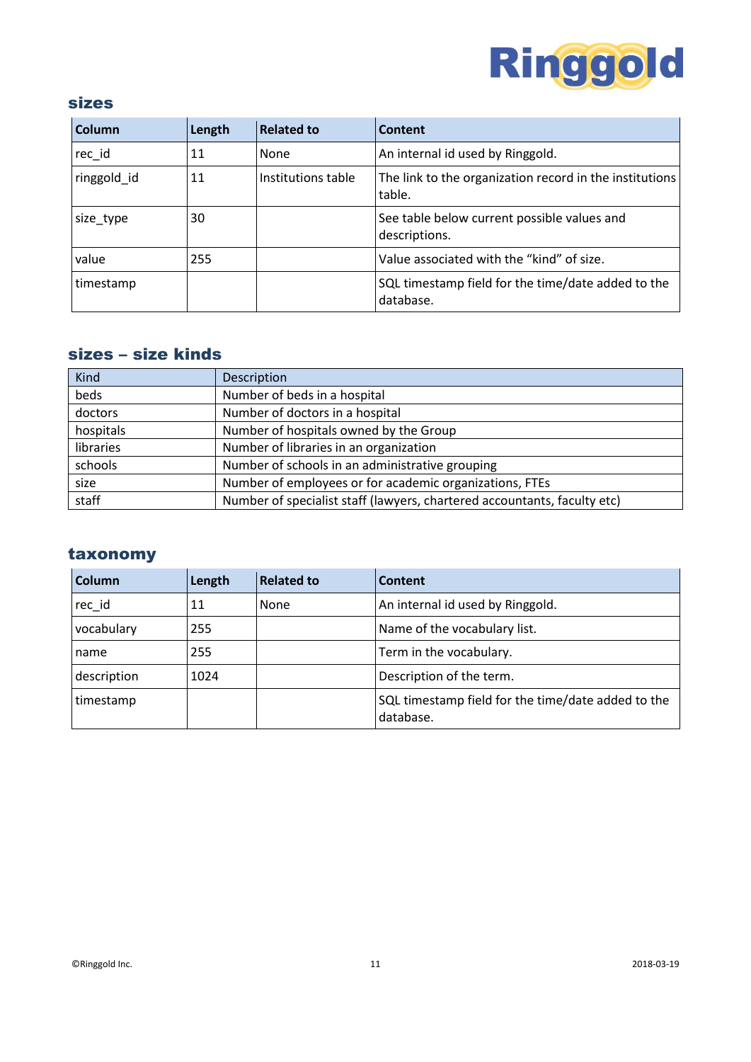## sizes

| Column | Length | Related to | Content |
|---|---|---|---|
| rec_id | 11 | None | An internal id used by Ringgold. |
| ringgold_id | 11 | Institutions table | The link to the organization record in the institutions table. |
| size_type | 30 | | See table below current possible values and descriptions. |
| value | 255 | | Value associated with the "kind" of size. |
| timestamp | | | SQL timestamp field for the time/date added to the database. |

## sizes – size kinds

| Kind | Description |
|---|---|
| beds | Number of beds in a hospital |
| doctors | Number of doctors in a hospital |
| hospitals | Number of hospitals owned by the Group |
| libraries | Number of libraries in an organization |
| schools | Number of schools in an administrative grouping |
| size | Number of employees or for academic organizations, FTEs |
| staff | Number of specialist staff (lawyers, chartered accountants, faculty etc) |

## taxonomy

| Column | Length | Related to | Content |
|---|---|---|---|
| rec_id | 11 | None | An internal id used by Ringgold. |
| vocabulary | 255 | | Name of the vocabulary list. |
| name | 255 | | Term in the vocabulary. |
| description | 1024 | | Description of the term. |
| timestamp | | | SQL timestamp field for the time/date added to the database. |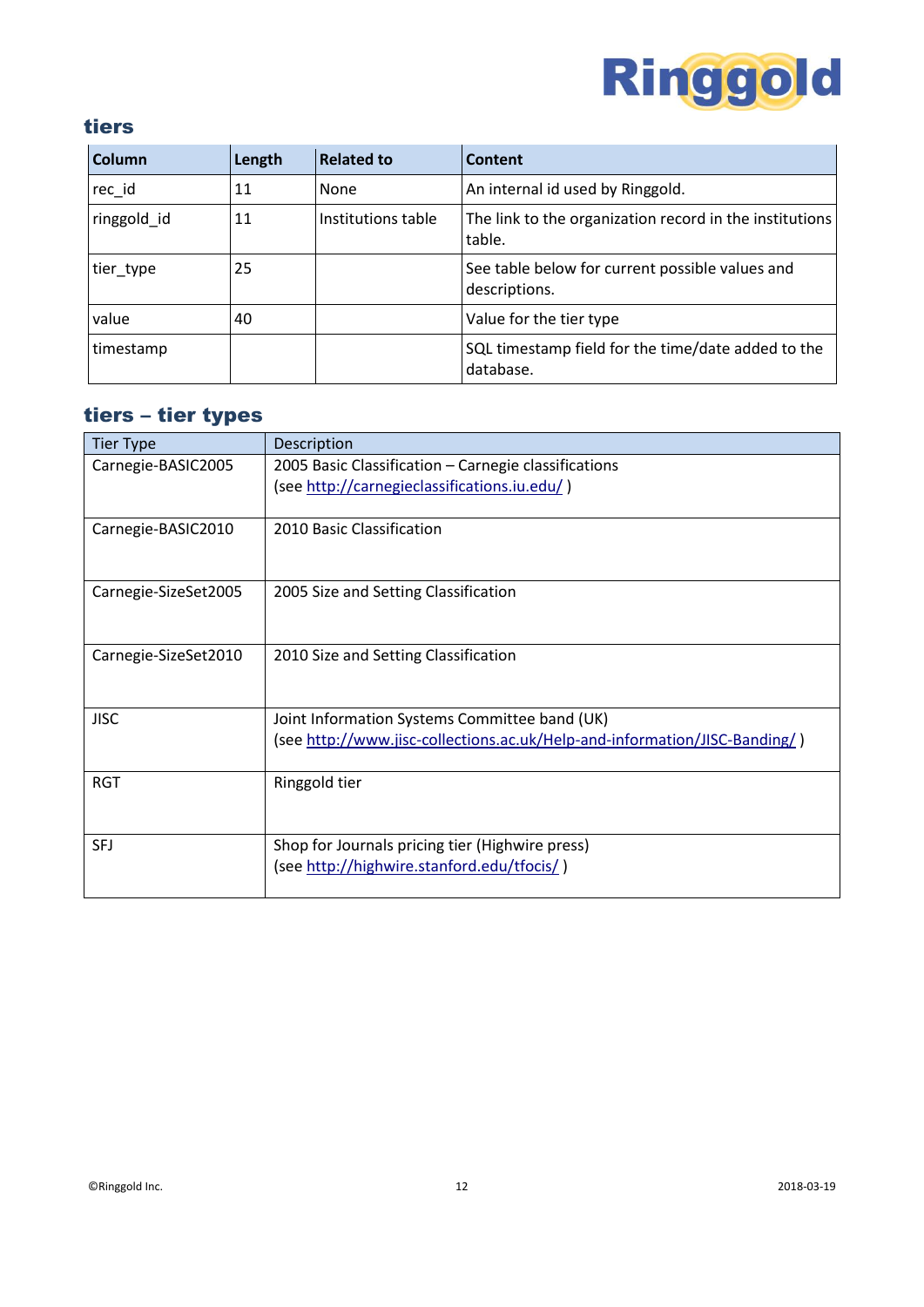## tiers

| Column | Length | Related to | Content |
|---|---|---|---|
| rec_id | 11 | None | An internal id used by Ringgold. |
| ringgold_id | 11 | Institutions table | The link to the organization record in the institutions table. |
| tier_type | 25 | | See table below for current possible values and descriptions. |
| value | 40 | | Value for the tier type |
| timestamp | | | SQL timestamp field for the time/date added to the database. |

## tiers – tier types

| Tier Type | Description |
|---|---|
| Carnegie-BASIC2005 | 2005 Basic Classification – Carnegie classifications (see http://carnegieclassifications.iu.edu/ ) |
| Carnegie-BASIC2010 | 2010 Basic Classification |
| Carnegie-SizeSet2005 | 2005 Size and Setting Classification |
| Carnegie-SizeSet2010 | 2010 Size and Setting Classification |
| JISC | Joint Information Systems Committee band (UK) (see http://www.jisc-collections.ac.uk/Help-and-information/JISC-Banding/ ) |
| RGT | Ringgold tier |
| SFJ | Shop for Journals pricing tier (Highwire press) (see http://highwire.stanford.edu/tfocis/ ) |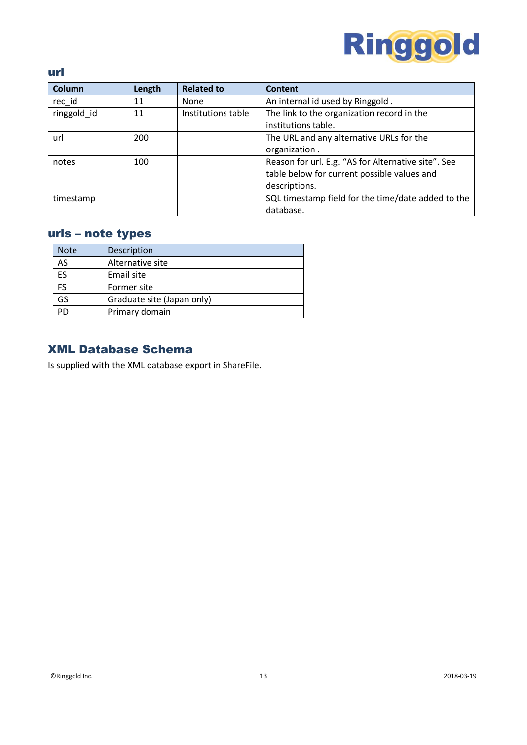## url

| Column | Length | Related to | Content |
| --- | --- | --- | --- |
| rec_id | 11 | None | An internal id used by Ringgold . |
| ringgold_id | 11 | Institutions table | The link to the organization record in the institutions table. |
| url | 200 | | The URL and any alternative URLs for the organization . |
| notes | 100 | | Reason for url. E.g. "AS for Alternative site". See table below for current possible values and descriptions. |
| timestamp | | | SQL timestamp field for the time/date added to the database. |

## urls – note types

| Note | Description |
| --- | --- |
| AS | Alternative site |
| ES | Email site |
| FS | Former site |
| GS | Graduate site (Japan only) |
| PD | Primary domain |

## XML Database Schema

Is supplied with the XML database export in ShareFile.